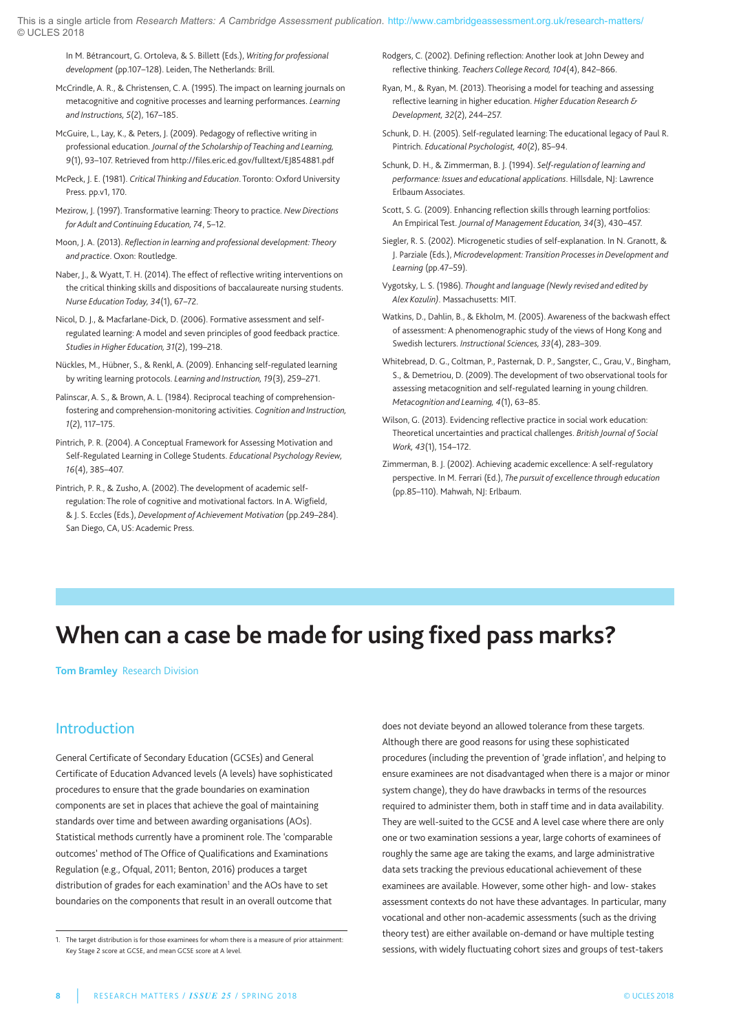In M. Bétrancourt, G. Ortoleva, & S. Billett (Eds.), *Writing for professional development* (pp.107–128). Leiden, The Netherlands: Brill.

McCrindle, A. R., & Christensen, C. A. (1995). The impact on learning journals on metacognitive and cognitive processes and learning performances. *Learning and Instructions, 5*(2), 167–185.

McGuire, L., Lay, K., & Peters, J. (2009). Pedagogy of reflective writing in professional education. *Journal of the Scholarship of Teaching and Learning, 9*(1), 93–107. Retrieved from http://files.eric.ed.gov/fulltext/EJ854881.pdf

McPeck, J. E. (1981). *Critical Thinking and Education*. Toronto: Oxford University Press. pp.v1, 170.

Mezirow, J. (1997). Transformative learning: Theory to practice. *New Directions for Adult and Continuing Education, 74*, 5–12.

Moon, J. A. (2013). *Reflection in learning and professional development: Theory and practice*. Oxon: Routledge.

Naber, J., & Wyatt, T. H. (2014). The effect of reflective writing interventions on the critical thinking skills and dispositions of baccalaureate nursing students. *Nurse Education Today, 34*(1), 67–72.

Nicol, D. J., & Macfarlane-Dick, D. (2006). Formative assessment and self-regulated learning: A model and seven principles of good feedback practice. *Studies in Higher Education, 31*(2), 199–218.

Nückles, M., Hübner, S., & Renkl, A. (2009). Enhancing self-regulated learning by writing learning protocols. *Learning and Instruction, 19*(3), 259–271.

Palinscar, A. S., & Brown, A. L. (1984). Reciprocal teaching of comprehension-fostering and comprehension-monitoring activities. *Cognition and Instruction, 1*(2), 117–175.

Pintrich, P. R. (2004). A Conceptual Framework for Assessing Motivation and Self-Regulated Learning in College Students. *Educational Psychology Review, 16*(4), 385–407.

Pintrich, P. R., & Zusho, A. (2002). The development of academic self-regulation: The role of cognitive and motivational factors. In A. Wigfield, & J. S. Eccles (Eds.), *Development of Achievement Motivation* (pp.249–284). San Diego, CA, US: Academic Press.

Rodgers, C. (2002). Defining reflection: Another look at John Dewey and reflective thinking. *Teachers College Record, 104*(4), 842–866.

Ryan, M., & Ryan, M. (2013). Theorising a model for teaching and assessing reflective learning in higher education. *Higher Education Research & Development, 32*(2), 244–257.

Schunk, D. H. (2005). Self-regulated learning: The educational legacy of Paul R. Pintrich. *Educational Psychologist, 40*(2), 85–94.

Schunk, D. H., & Zimmerman, B. J. (1994). *Self-regulation of learning and performance: Issues and educational applications*. Hillsdale, NJ: Lawrence Erlbaum Associates.

Scott, S. G. (2009). Enhancing reflection skills through learning portfolios: An Empirical Test. *Journal of Management Education, 34*(3), 430–457.

Siegler, R. S. (2002). Microgenetic studies of self-explanation. In N. Granott, & J. Parziale (Eds.), *Microdevelopment: Transition Processes in Development and Learning* (pp.47–59).

Vygotsky, L. S. (1986). *Thought and language (Newly revised and edited by Alex Kozulin)*. Massachusetts: MIT.

Watkins, D., Dahlin, B., & Ekholm, M. (2005). Awareness of the backwash effect of assessment: A phenomenographic study of the views of Hong Kong and Swedish lecturers. *Instructional Sciences, 33*(4), 283–309.

Whitebread, D. G., Coltman, P., Pasternak, D. P., Sangster, C., Grau, V., Bingham, S., & Demetriou, D. (2009). The development of two observational tools for assessing metacognition and self-regulated learning in young children. *Metacognition and Learning, 4*(1), 63–85.

Wilson, G. (2013). Evidencing reflective practice in social work education: Theoretical uncertainties and practical challenges. *British Journal of Social Work, 43*(1), 154–172.

Zimmerman, B. J. (2002). Achieving academic excellence: A self-regulatory perspective. In M. Ferrari (Ed.), *The pursuit of excellence through education* (pp.85–110). Mahwah, NJ: Erlbaum.

# When can a case be made for using fixed pass marks?

**Tom Bramley** Research Division

## Introduction

General Certificate of Secondary Education (GCSEs) and General Certificate of Education Advanced levels (A levels) have sophisticated procedures to ensure that the grade boundaries on examination components are set in places that achieve the goal of maintaining standards over time and between awarding organisations (AOs). Statistical methods currently have a prominent role. The 'comparable outcomes' method of The Office of Qualifications and Examinations Regulation (e.g., Ofqual, 2011; Benton, 2016) produces a target distribution of grades for each examination[1] and the AOs have to set boundaries on the components that result in an overall outcome that does not deviate beyond an allowed tolerance from these targets. Although there are good reasons for using these sophisticated procedures (including the prevention of 'grade inflation', and helping to ensure examinees are not disadvantaged when there is a major or minor system change), they do have drawbacks in terms of the resources required to administer them, both in staff time and in data availability. They are well-suited to the GCSE and A level case where there are only one or two examination sessions a year, large cohorts of examinees of roughly the same age are taking the exams, and large administrative data sets tracking the previous educational achievement of these examinees are available. However, some other high- and low- stakes assessment contexts do not have these advantages. In particular, many vocational and other non-academic assessments (such as the driving theory test) are either available on-demand or have multiple testing sessions, with widely fluctuating cohort sizes and groups of test-takers

1. The target distribution is for those examinees for whom there is a measure of prior attainment: Key Stage 2 score at GCSE, and mean GCSE score at A level.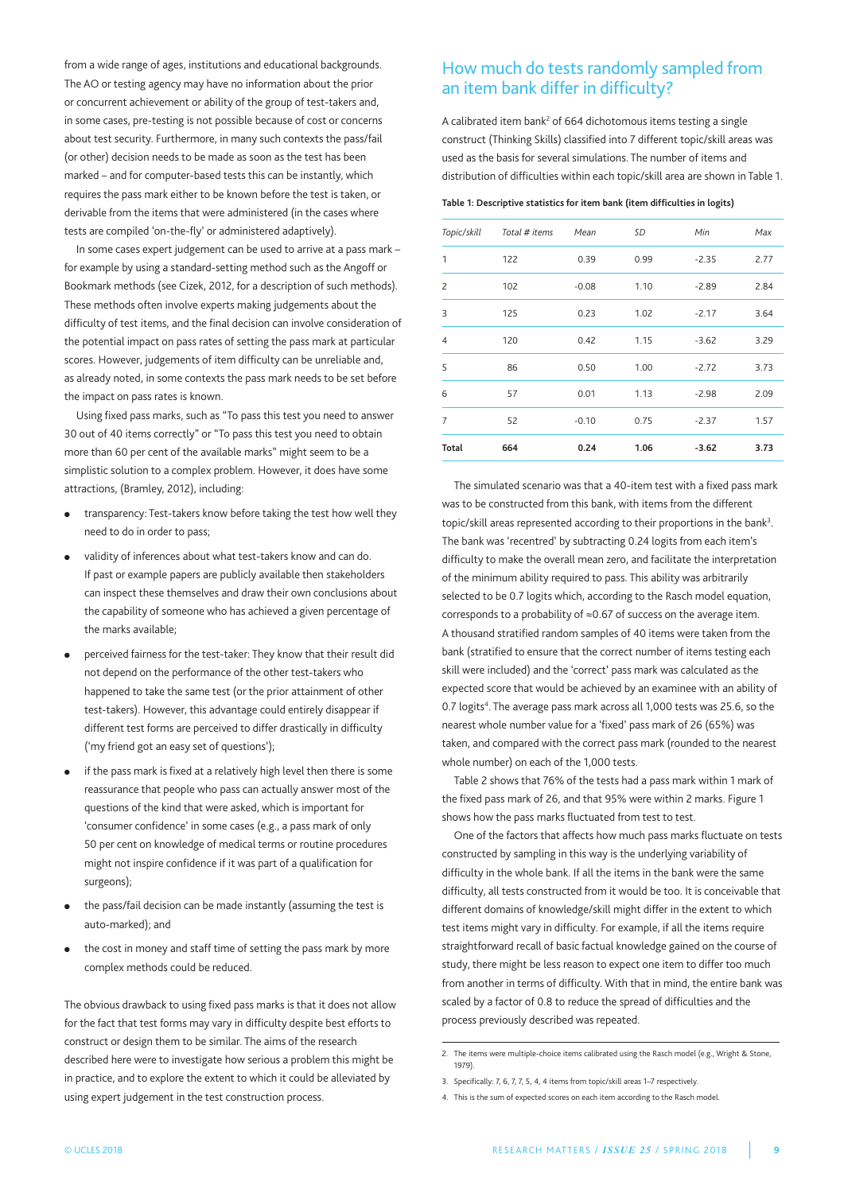from a wide range of ages, institutions and educational backgrounds. The AO or testing agency may have no information about the prior or concurrent achievement or ability of the group of test-takers and, in some cases, pre-testing is not possible because of cost or concerns about test security. Furthermore, in many such contexts the pass/fail (or other) decision needs to be made as soon as the test has been marked – and for computer-based tests this can be instantly, which requires the pass mark either to be known before the test is taken, or derivable from the items that were administered (in the cases where tests are compiled 'on-the-fly' or administered adaptively).

In some cases expert judgement can be used to arrive at a pass mark – for example by using a standard-setting method such as the Angoff or Bookmark methods (see Cizek, 2012, for a description of such methods). These methods often involve experts making judgements about the difficulty of test items, and the final decision can involve consideration of the potential impact on pass rates of setting the pass mark at particular scores. However, judgements of item difficulty can be unreliable and, as already noted, in some contexts the pass mark needs to be set before the impact on pass rates is known.

Using fixed pass marks, such as "To pass this test you need to answer 30 out of 40 items correctly" or "To pass this test you need to obtain more than 60 per cent of the available marks" might seem to be a simplistic solution to a complex problem. However, it does have some attractions, (Bramley, 2012), including:

- transparency: Test-takers know before taking the test how well they need to do in order to pass;
- validity of inferences about what test-takers know and can do. If past or example papers are publicly available then stakeholders can inspect these themselves and draw their own conclusions about the capability of someone who has achieved a given percentage of the marks available;
- perceived fairness for the test-taker: They know that their result did not depend on the performance of the other test-takers who happened to take the same test (or the prior attainment of other test-takers). However, this advantage could entirely disappear if different test forms are perceived to differ drastically in difficulty ('my friend got an easy set of questions');
- if the pass mark is fixed at a relatively high level then there is some reassurance that people who pass can actually answer most of the questions of the kind that were asked, which is important for 'consumer confidence' in some cases (e.g., a pass mark of only 50 per cent on knowledge of medical terms or routine procedures might not inspire confidence if it was part of a qualification for surgeons);
- the pass/fail decision can be made instantly (assuming the test is auto-marked); and
- the cost in money and staff time of setting the pass mark by more complex methods could be reduced.

The obvious drawback to using fixed pass marks is that it does not allow for the fact that test forms may vary in difficulty despite best efforts to construct or design them to be similar. The aims of the research described here were to investigate how serious a problem this might be in practice, and to explore the extent to which it could be alleviated by using expert judgement in the test construction process.

## How much do tests randomly sampled from an item bank differ in difficulty?

A calibrated item bank[2] of 664 dichotomous items testing a single construct (Thinking Skills) classified into 7 different topic/skill areas was used as the basis for several simulations. The number of items and distribution of difficulties within each topic/skill area are shown in Table 1.

**Table 1: Descriptive statistics for item bank (item difficulties in logits)**

| *Topic/skill* | *Total # items* | *Mean* | *SD* | *Min* | *Max* |
|---|---|---|---|---|---|
| 1 | 122 | 0.39 | 0.99 | -2.35 | 2.77 |
| 2 | 102 | -0.08 | 1.10 | -2.89 | 2.84 |
| 3 | 125 | 0.23 | 1.02 | -2.17 | 3.64 |
| 4 | 120 | 0.42 | 1.15 | -3.62 | 3.29 |
| 5 | 86 | 0.50 | 1.00 | -2.72 | 3.73 |
| 6 | 57 | 0.01 | 1.13 | -2.98 | 2.09 |
| 7 | 52 | -0.10 | 0.75 | -2.37 | 1.57 |
| **Total** | **664** | **0.24** | **1.06** | **-3.62** | **3.73** |

The simulated scenario was that a 40-item test with a fixed pass mark was to be constructed from this bank, with items from the different topic/skill areas represented according to their proportions in the bank[3]. The bank was 'recentred' by subtracting 0.24 logits from each item's difficulty to make the overall mean zero, and facilitate the interpretation of the minimum ability required to pass. This ability was arbitrarily selected to be 0.7 logits which, according to the Rasch model equation, corresponds to a probability of ≈0.67 of success on the average item. A thousand stratified random samples of 40 items were taken from the bank (stratified to ensure that the correct number of items testing each skill were included) and the 'correct' pass mark was calculated as the expected score that would be achieved by an examinee with an ability of 0.7 logits[4]. The average pass mark across all 1,000 tests was 25.6, so the nearest whole number value for a 'fixed' pass mark of 26 (65%) was taken, and compared with the correct pass mark (rounded to the nearest whole number) on each of the 1,000 tests.

Table 2 shows that 76% of the tests had a pass mark within 1 mark of the fixed pass mark of 26, and that 95% were within 2 marks. Figure 1 shows how the pass marks fluctuated from test to test.

One of the factors that affects how much pass marks fluctuate on tests constructed by sampling in this way is the underlying variability of difficulty in the whole bank. If all the items in the bank were the same difficulty, all tests constructed from it would be too. It is conceivable that different domains of knowledge/skill might differ in the extent to which test items might vary in difficulty. For example, if all the items require straightforward recall of basic factual knowledge gained on the course of study, there might be less reason to expect one item to differ too much from another in terms of difficulty. With that in mind, the entire bank was scaled by a factor of 0.8 to reduce the spread of difficulties and the process previously described was repeated.

---

2. The items were multiple-choice items calibrated using the Rasch model (e.g., Wright & Stone, 1979).
3. Specifically: 7, 6, 7, 7, 5, 4, 4 items from topic/skill areas 1–7 respectively.
4. This is the sum of expected scores on each item according to the Rasch model.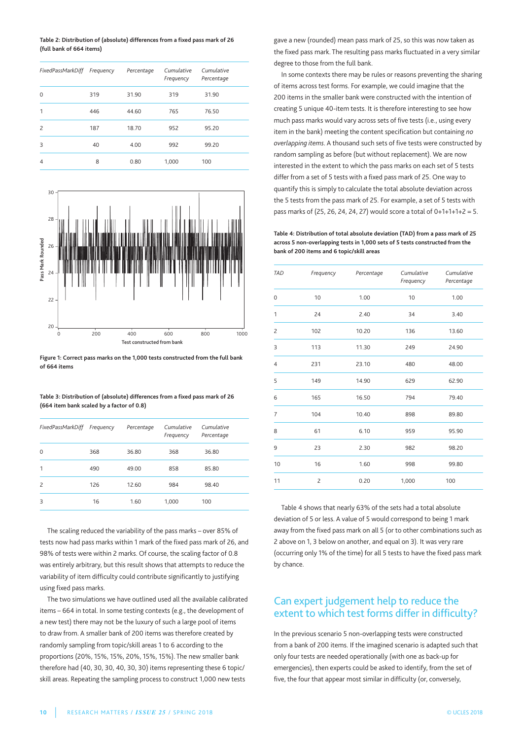**Table 2: Distribution of (absolute) differences from a fixed pass mark of 26 (full bank of 664 items)**

| FixedPassMarkDiff | Frequency | Percentage | Cumulative Frequency | Cumulative Percentage |
|---|---|---|---|---|
| 0 | 319 | 31.90 | 319 | 31.90 |
| 1 | 446 | 44.60 | 765 | 76.50 |
| 2 | 187 | 18.70 | 952 | 95.20 |
| 3 | 40 | 4.00 | 992 | 99.20 |
| 4 | 8 | 0.80 | 1,000 | 100 |

**Figure 1: Correct pass marks on the 1,000 tests constructed from the full bank of 664 items**

**Table 3: Distribution of (absolute) differences from a fixed pass mark of 26 (664 item bank scaled by a factor of 0.8)**

| FixedPassMarkDiff | Frequency | Percentage | Cumulative Frequency | Cumulative Percentage |
|---|---|---|---|---|
| 0 | 368 | 36.80 | 368 | 36.80 |
| 1 | 490 | 49.00 | 858 | 85.80 |
| 2 | 126 | 12.60 | 984 | 98.40 |
| 3 | 16 | 1.60 | 1,000 | 100 |

The scaling reduced the variability of the pass marks – over 85% of tests now had pass marks within 1 mark of the fixed pass mark of 26, and 98% of tests were within 2 marks. Of course, the scaling factor of 0.8 was entirely arbitrary, but this result shows that attempts to reduce the variability of item difficulty could contribute significantly to justifying using fixed pass marks.

The two simulations we have outlined used all the available calibrated items – 664 in total. In some testing contexts (e.g., the development of a new test) there may not be the luxury of such a large pool of items to draw from. A smaller bank of 200 items was therefore created by randomly sampling from topic/skill areas 1 to 6 according to the proportions (20%, 15%, 15%, 20%, 15%, 15%). The new smaller bank therefore had (40, 30, 30, 40, 30, 30) items representing these 6 topic/skill areas. Repeating the sampling process to construct 1,000 new tests gave a new (rounded) mean pass mark of 25, so this was now taken as the fixed pass mark. The resulting pass marks fluctuated in a very similar degree to those from the full bank.

In some contexts there may be rules or reasons preventing the sharing of items across test forms. For example, we could imagine that the 200 items in the smaller bank were constructed with the intention of creating 5 unique 40-item tests. It is therefore interesting to see how much pass marks would vary across sets of five tests (i.e., using every item in the bank) meeting the content specification but containing *no overlapping items*. A thousand such sets of five tests were constructed by random sampling as before (but without replacement). We are now interested in the extent to which the pass marks on each set of 5 tests differ from a set of 5 tests with a fixed pass mark of 25. One way to quantify this is simply to calculate the total absolute deviation across the 5 tests from the pass mark of 25. For example, a set of 5 tests with pass marks of (25, 26, 24, 24, 27) would score a total of 0+1+1+1+2 = 5.

**Table 4: Distribution of total absolute deviation (TAD) from a pass mark of 25 across 5 non-overlapping tests in 1,000 sets of 5 tests constructed from the bank of 200 items and 6 topic/skill areas**

| TAD | Frequency | Percentage | Cumulative Frequency | Cumulative Percentage |
|---|---|---|---|---|
| 0 | 10 | 1.00 | 10 | 1.00 |
| 1 | 24 | 2.40 | 34 | 3.40 |
| 2 | 102 | 10.20 | 136 | 13.60 |
| 3 | 113 | 11.30 | 249 | 24.90 |
| 4 | 231 | 23.10 | 480 | 48.00 |
| 5 | 149 | 14.90 | 629 | 62.90 |
| 6 | 165 | 16.50 | 794 | 79.40 |
| 7 | 104 | 10.40 | 898 | 89.80 |
| 8 | 61 | 6.10 | 959 | 95.90 |
| 9 | 23 | 2.30 | 982 | 98.20 |
| 10 | 16 | 1.60 | 998 | 99.80 |
| 11 | 2 | 0.20 | 1,000 | 100 |

Table 4 shows that nearly 63% of the sets had a total absolute deviation of 5 or less. A value of 5 would correspond to being 1 mark away from the fixed pass mark on all 5 (or to other combinations such as 2 above on 1, 3 below on another, and equal on 3). It was very rare (occurring only 1% of the time) for all 5 tests to have the fixed pass mark by chance.

## Can expert judgement help to reduce the extent to which test forms differ in difficulty?

In the previous scenario 5 non-overlapping tests were constructed from a bank of 200 items. If the imagined scenario is adapted such that only four tests are needed operationally (with one as back-up for emergencies), then experts could be asked to identify, from the set of five, the four that appear most similar in difficulty (or, conversely,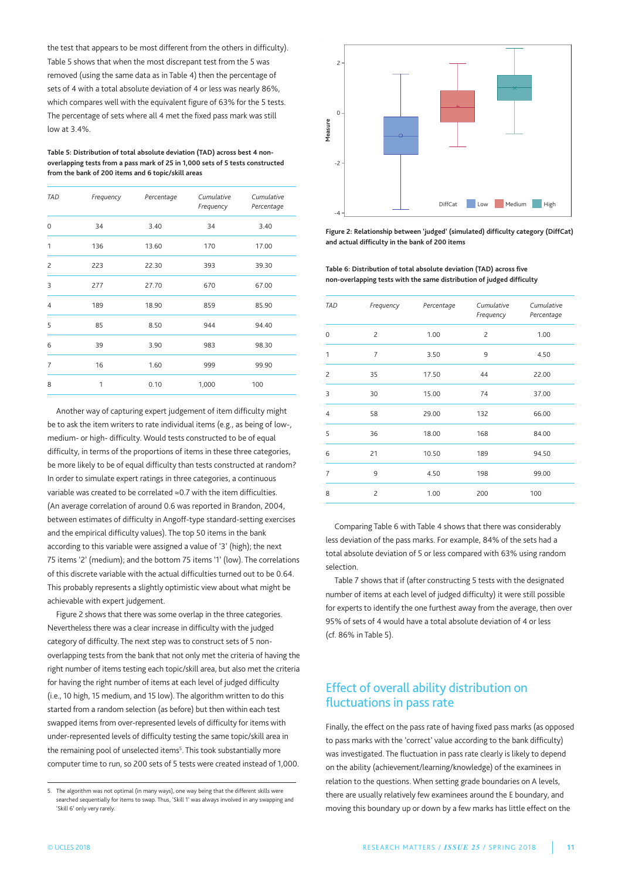the test that appears to be most different from the others in difficulty). Table 5 shows that when the most discrepant test from the 5 was removed (using the same data as in Table 4) then the percentage of sets of 4 with a total absolute deviation of 4 or less was nearly 86%, which compares well with the equivalent figure of 63% for the 5 tests. The percentage of sets where all 4 met the fixed pass mark was still low at 3.4%.

**Table 5: Distribution of total absolute deviation (TAD) across best 4 non-overlapping tests from a pass mark of 25 in 1,000 sets of 5 tests constructed from the bank of 200 items and 6 topic/skill areas**

| *TAD* | *Frequency* | *Percentage* | *Cumulative Frequency* | *Cumulative Percentage* |
|---|---|---|---|---|
| 0 | 34 | 3.40 | 34 | 3.40 |
| 1 | 136 | 13.60 | 170 | 17.00 |
| 2 | 223 | 22.30 | 393 | 39.30 |
| 3 | 277 | 27.70 | 670 | 67.00 |
| 4 | 189 | 18.90 | 859 | 85.90 |
| 5 | 85 | 8.50 | 944 | 94.40 |
| 6 | 39 | 3.90 | 983 | 98.30 |
| 7 | 16 | 1.60 | 999 | 99.90 |
| 8 | 1 | 0.10 | 1,000 | 100 |

Another way of capturing expert judgement of item difficulty might be to ask the item writers to rate individual items (e.g., as being of low-, medium- or high- difficulty. Would tests constructed to be of equal difficulty, in terms of the proportions of items in these three categories, be more likely to be of equal difficulty than tests constructed at random? In order to simulate expert ratings in three categories, a continuous variable was created to be correlated ≈0.7 with the item difficulties. (An average correlation of around 0.6 was reported in Brandon, 2004, between estimates of difficulty in Angoff-type standard-setting exercises and the empirical difficulty values). The top 50 items in the bank according to this variable were assigned a value of '3' (high); the next 75 items '2' (medium); and the bottom 75 items '1' (low). The correlations of this discrete variable with the actual difficulties turned out to be 0.64. This probably represents a slightly optimistic view about what might be achievable with expert judgement.

Figure 2 shows that there was some overlap in the three categories. Nevertheless there was a clear increase in difficulty with the judged category of difficulty. The next step was to construct sets of 5 non-overlapping tests from the bank that not only met the criteria of having the right number of items testing each topic/skill area, but also met the criteria for having the right number of items at each level of judged difficulty (i.e., 10 high, 15 medium, and 15 low). The algorithm written to do this started from a random selection (as before) but then within each test swapped items from over-represented levels of difficulty for items with under-represented levels of difficulty testing the same topic/skill area in the remaining pool of unselected items[5]. This took substantially more computer time to run, so 200 sets of 5 tests were created instead of 1,000.

5. The algorithm was not optimal (in many ways), one way being that the different skills were searched sequentially for items to swap. Thus, 'Skill 1' was always involved in any swapping and 'Skill 6' only very rarely.

**Figure 2: Relationship between 'judged' (simulated) difficulty category (DiffCat) and actual difficulty in the bank of 200 items**

**Table 6: Distribution of total absolute deviation (TAD) across five non-overlapping tests with the same distribution of judged difficulty**

| *TAD* | *Frequency* | *Percentage* | *Cumulative Frequency* | *Cumulative Percentage* |
|---|---|---|---|---|
| 0 | 2 | 1.00 | 2 | 1.00 |
| 1 | 7 | 3.50 | 9 | 4.50 |
| 2 | 35 | 17.50 | 44 | 22.00 |
| 3 | 30 | 15.00 | 74 | 37.00 |
| 4 | 58 | 29.00 | 132 | 66.00 |
| 5 | 36 | 18.00 | 168 | 84.00 |
| 6 | 21 | 10.50 | 189 | 94.50 |
| 7 | 9 | 4.50 | 198 | 99.00 |
| 8 | 2 | 1.00 | 200 | 100 |

Comparing Table 6 with Table 4 shows that there was considerably less deviation of the pass marks. For example, 84% of the sets had a total absolute deviation of 5 or less compared with 63% using random selection.

Table 7 shows that if (after constructing 5 tests with the designated number of items at each level of judged difficulty) it were still possible for experts to identify the one furthest away from the average, then over 95% of sets of 4 would have a total absolute deviation of 4 or less (cf. 86% in Table 5).

## Effect of overall ability distribution on fluctuations in pass rate

Finally, the effect on the pass rate of having fixed pass marks (as opposed to pass marks with the 'correct' value according to the bank difficulty) was investigated. The fluctuation in pass rate clearly is likely to depend on the ability (achievement/learning/knowledge) of the examinees in relation to the questions. When setting grade boundaries on A levels, there are usually relatively few examinees around the E boundary, and moving this boundary up or down by a few marks has little effect on the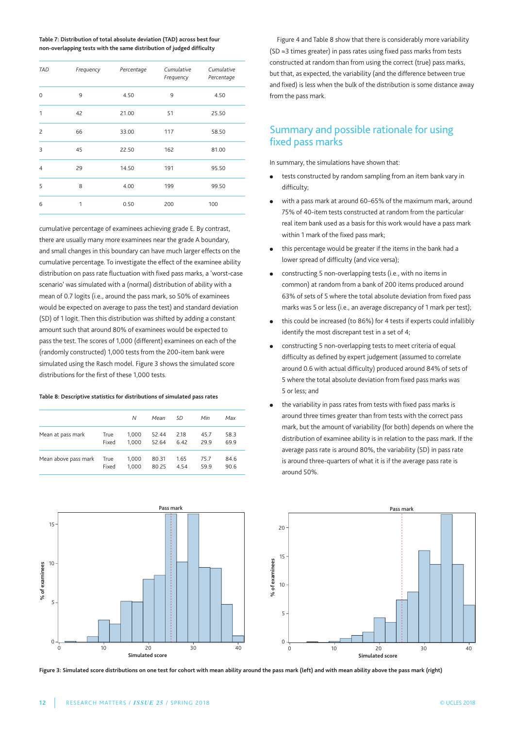**Table 7: Distribution of total absolute deviation (TAD) across best four non-overlapping tests with the same distribution of judged difficulty**

| *TAD* | *Frequency* | *Percentage* | *Cumulative Frequency* | *Cumulative Percentage* |
|---|---|---|---|---|
| 0 | 9 | 4.50 | 9 | 4.50 |
| 1 | 42 | 21.00 | 51 | 25.50 |
| 2 | 66 | 33.00 | 117 | 58.50 |
| 3 | 45 | 22.50 | 162 | 81.00 |
| 4 | 29 | 14.50 | 191 | 95.50 |
| 5 | 8 | 4.00 | 199 | 99.50 |
| 6 | 1 | 0.50 | 200 | 100 |

cumulative percentage of examinees achieving grade E. By contrast, there are usually many more examinees near the grade A boundary, and small changes in this boundary can have much larger effects on the cumulative percentage. To investigate the effect of the examinee ability distribution on pass rate fluctuation with fixed pass marks, a 'worst-case scenario' was simulated with a (normal) distribution of ability with a mean of 0.7 logits (i.e., around the pass mark, so 50% of examinees would be expected on average to pass the test) and standard deviation (SD) of 1 logit. Then this distribution was shifted by adding a constant amount such that around 80% of examinees would be expected to pass the test. The scores of 1,000 (different) examinees on each of the (randomly constructed) 1,000 tests from the 200-item bank were simulated using the Rasch model. Figure 3 shows the simulated score distributions for the first of these 1,000 tests.

**Table 8: Descriptive statistics for distributions of simulated pass rates**

| | | *N* | *Mean* | *SD* | *Min* | *Max* |
|---|---|---|---|---|---|---|
| Mean at pass mark | True | 1,000 | 52.44 | 2.18 | 45.7 | 58.3 |
| | Fixed | 1,000 | 52.64 | 6.42 | 29.9 | 69.9 |
| Mean above pass mark | True | 1,000 | 80.31 | 1.65 | 75.7 | 84.6 |
| | Fixed | 1,000 | 80.25 | 4.54 | 59.9 | 90.6 |

Figure 4 and Table 8 show that there is considerably more variability (SD ≈3 times greater) in pass rates using fixed pass marks from tests constructed at random than from using the correct (true) pass marks, but that, as expected, the variability (and the difference between true and fixed) is less when the bulk of the distribution is some distance away from the pass mark.

## Summary and possible rationale for using fixed pass marks

In summary, the simulations have shown that:

- tests constructed by random sampling from an item bank vary in difficulty;
- with a pass mark at around 60–65% of the maximum mark, around 75% of 40-item tests constructed at random from the particular real item bank used as a basis for this work would have a pass mark within 1 mark of the fixed pass mark;
- this percentage would be greater if the items in the bank had a lower spread of difficulty (and vice versa);
- constructing 5 non-overlapping tests (i.e., with no items in common) at random from a bank of 200 items produced around 63% of sets of 5 where the total absolute deviation from fixed pass marks was 5 or less (i.e., an average discrepancy of 1 mark per test);
- this could be increased (to 86%) for 4 tests if experts could infallibly identify the most discrepant test in a set of 4;
- constructing 5 non-overlapping tests to meet criteria of equal difficulty as defined by expert judgement (assumed to correlate around 0.6 with actual difficulty) produced around 84% of sets of 5 where the total absolute deviation from fixed pass marks was 5 or less; and
- the variability in pass rates from tests with fixed pass marks is around three times greater than from tests with the correct pass mark, but the amount of variability (for both) depends on where the distribution of examinee ability is in relation to the pass mark. If the average pass rate is around 80%, the variability (SD) in pass rate is around three-quarters of what it is if the average pass rate is around 50%.

**Figure 3: Simulated score distributions on one test for cohort with mean ability around the pass mark (left) and with mean ability above the pass mark (right)**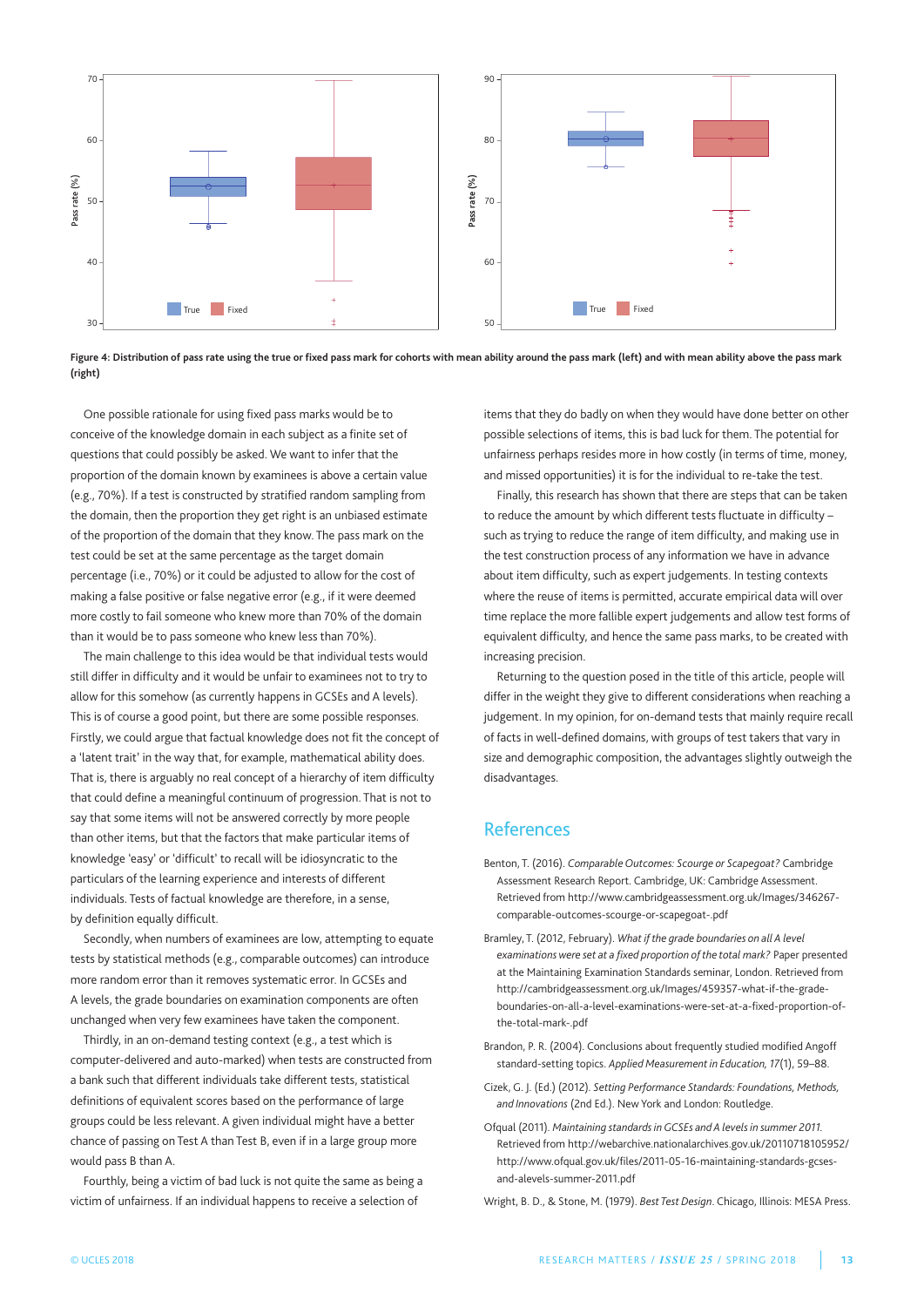70

60

50

40

30

Pass rate (%)

True Fixed

90

80

70

60

50

Pass rate (%)

True Fixed

**Figure 4: Distribution of pass rate using the true or fixed pass mark for cohorts with mean ability around the pass mark (left) and with mean ability above the pass mark (right)**

One possible rationale for using fixed pass marks would be to conceive of the knowledge domain in each subject as a finite set of questions that could possibly be asked. We want to infer that the proportion of the domain known by examinees is above a certain value (e.g., 70%). If a test is constructed by stratified random sampling from the domain, then the proportion they get right is an unbiased estimate of the proportion of the domain that they know. The pass mark on the test could be set at the same percentage as the target domain percentage (i.e., 70%) or it could be adjusted to allow for the cost of making a false positive or false negative error (e.g., if it were deemed more costly to fail someone who knew more than 70% of the domain than it would be to pass someone who knew less than 70%).

The main challenge to this idea would be that individual tests would still differ in difficulty and it would be unfair to examinees not to try to allow for this somehow (as currently happens in GCSEs and A levels). This is of course a good point, but there are some possible responses. Firstly, we could argue that factual knowledge does not fit the concept of a 'latent trait' in the way that, for example, mathematical ability does. That is, there is arguably no real concept of a hierarchy of item difficulty that could define a meaningful continuum of progression. That is not to say that some items will not be answered correctly by more people than other items, but that the factors that make particular items of knowledge 'easy' or 'difficult' to recall will be idiosyncratic to the particulars of the learning experience and interests of different individuals. Tests of factual knowledge are therefore, in a sense, by definition equally difficult.

Secondly, when numbers of examinees are low, attempting to equate tests by statistical methods (e.g., comparable outcomes) can introduce more random error than it removes systematic error. In GCSEs and A levels, the grade boundaries on examination components are often unchanged when very few examinees have taken the component.

Thirdly, in an on-demand testing context (e.g., a test which is computer-delivered and auto-marked) when tests are constructed from a bank such that different individuals take different tests, statistical definitions of equivalent scores based on the performance of large groups could be less relevant. A given individual might have a better chance of passing on Test A than Test B, even if in a large group more would pass B than A.

Fourthly, being a victim of bad luck is not quite the same as being a victim of unfairness. If an individual happens to receive a selection of items that they do badly on when they would have done better on other possible selections of items, this is bad luck for them. The potential for unfairness perhaps resides more in how costly (in terms of time, money, and missed opportunities) it is for the individual to re-take the test.

Finally, this research has shown that there are steps that can be taken to reduce the amount by which different tests fluctuate in difficulty – such as trying to reduce the range of item difficulty, and making use in the test construction process of any information we have in advance about item difficulty, such as expert judgements. In testing contexts where the reuse of items is permitted, accurate empirical data will over time replace the more fallible expert judgements and allow test forms of equivalent difficulty, and hence the same pass marks, to be created with increasing precision.

Returning to the question posed in the title of this article, people will differ in the weight they give to different considerations when reaching a judgement. In my opinion, for on-demand tests that mainly require recall of facts in well-defined domains, with groups of test takers that vary in size and demographic composition, the advantages slightly outweigh the disadvantages.

## References

Benton, T. (2016). *Comparable Outcomes: Scourge or Scapegoat?* Cambridge Assessment Research Report. Cambridge, UK: Cambridge Assessment. Retrieved from http://www.cambridgeassessment.org.uk/Images/346267-comparable-outcomes-scourge-or-scapegoat-.pdf

Bramley, T. (2012, February). *What if the grade boundaries on all A level examinations were set at a fixed proportion of the total mark?* Paper presented at the Maintaining Examination Standards seminar, London. Retrieved from http://cambridgeassessment.org.uk/Images/459357-what-if-the-grade-boundaries-on-all-a-level-examinations-were-set-at-a-fixed-proportion-of-the-total-mark-.pdf

Brandon, P. R. (2004). Conclusions about frequently studied modified Angoff standard-setting topics. *Applied Measurement in Education, 17*(1), 59–88.

Cizek, G. J. (Ed.) (2012). *Setting Performance Standards: Foundations, Methods, and Innovations* (2nd Ed.). New York and London: Routledge.

Ofqual (2011). *Maintaining standards in GCSEs and A levels in summer 2011.* Retrieved from http://webarchive.nationalarchives.gov.uk/20110718105952/http://www.ofqual.gov.uk/files/2011-05-16-maintaining-standards-gcses-and-alevels-summer-2011.pdf

Wright, B. D., & Stone, M. (1979). *Best Test Design*. Chicago, Illinois: MESA Press.